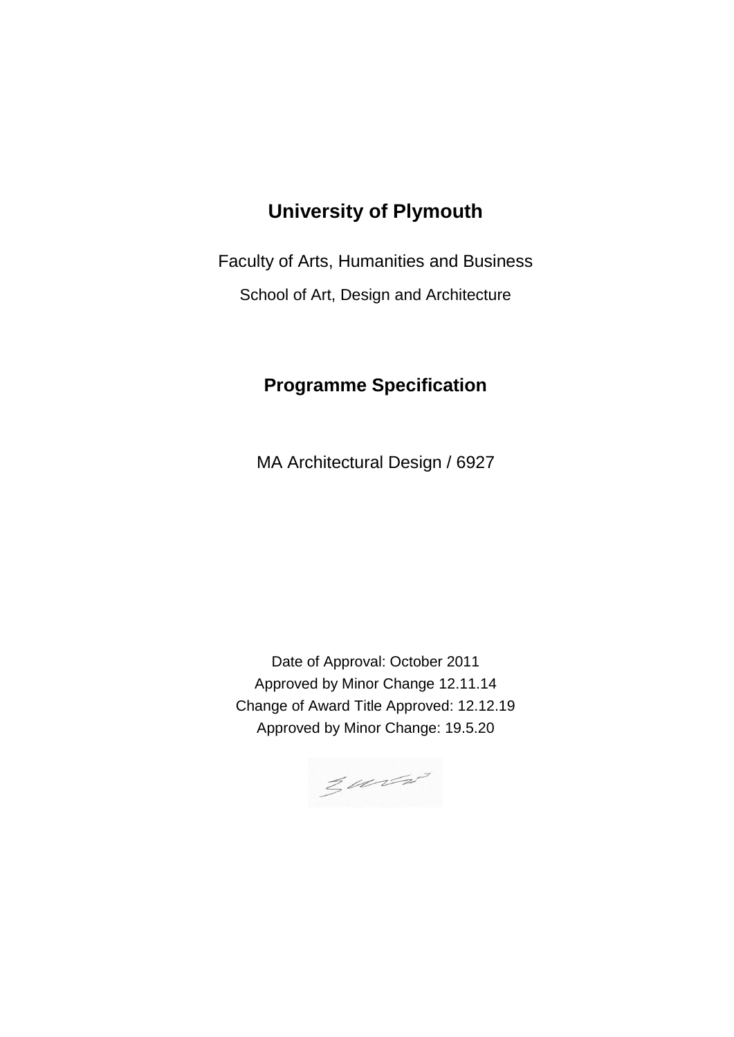# University of Plymouth

Faculty of Arts, Humanities and Business

School of Art, Design and Architecture

## Programme Specification

MA Architectural Design / 6927

Date of Approval: October 2011

Approved by Minor Change 12.11.14

Change of Award Title Approved: 12.12.19

Approved by Minor Change: 19.5.20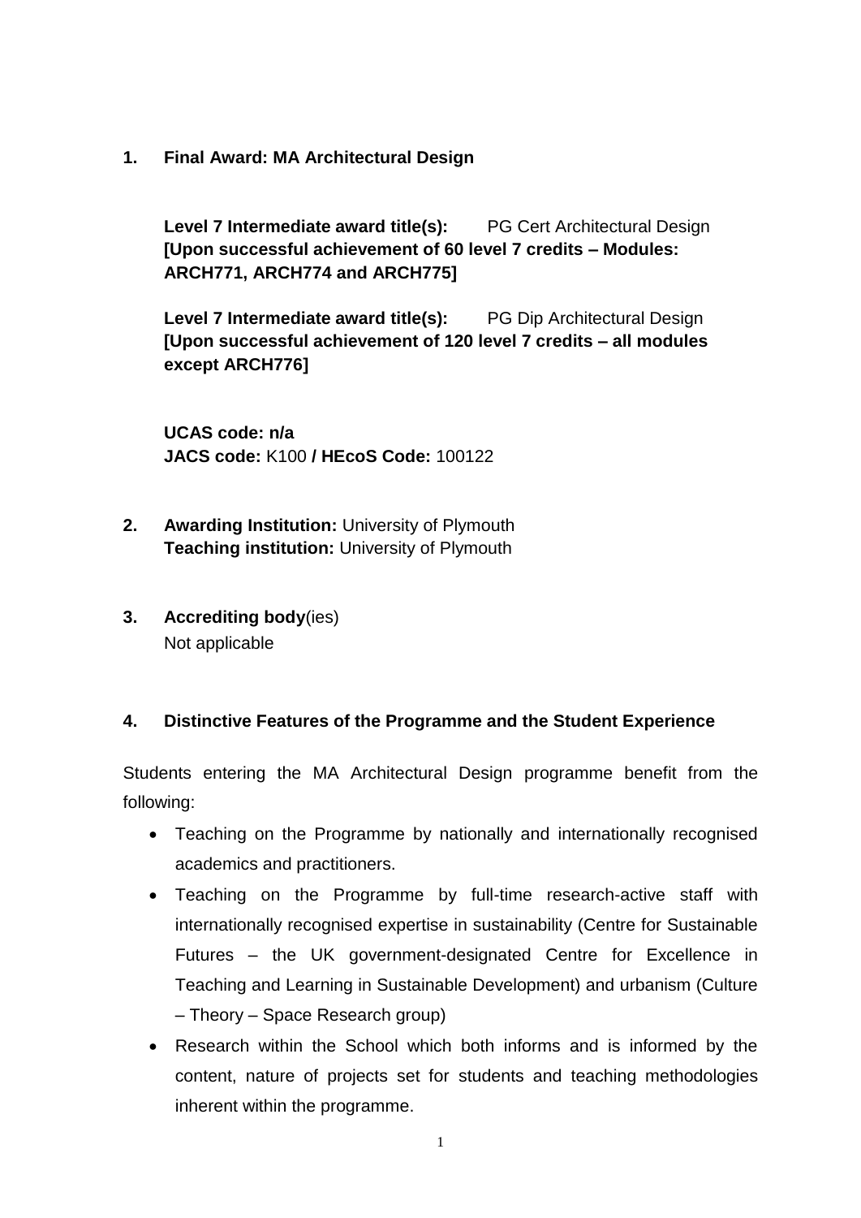## 1. Final Award: MA Architectural Design

**Level 7 Intermediate award title(s):** PG Cert Architectural Design
**[Upon successful achievement of 60 level 7 credits – Modules: ARCH771, ARCH774 and ARCH775]**

**Level 7 Intermediate award title(s):** PG Dip Architectural Design
**[Upon successful achievement of 120 level 7 credits – all modules except ARCH776]**

**UCAS code: n/a**
**JACS code:** K100 **/ HEcoS Code:** 100122

## 2. Awarding Institution: University of Plymouth

**Teaching institution:** University of Plymouth

## 3. Accrediting body(ies)

Not applicable

## 4. Distinctive Features of the Programme and the Student Experience

Students entering the MA Architectural Design programme benefit from the following:

- Teaching on the Programme by nationally and internationally recognised academics and practitioners.
- Teaching on the Programme by full-time research-active staff with internationally recognised expertise in sustainability (Centre for Sustainable Futures – the UK government-designated Centre for Excellence in Teaching and Learning in Sustainable Development) and urbanism (Culture – Theory – Space Research group)
- Research within the School which both informs and is informed by the content, nature of projects set for students and teaching methodologies inherent within the programme.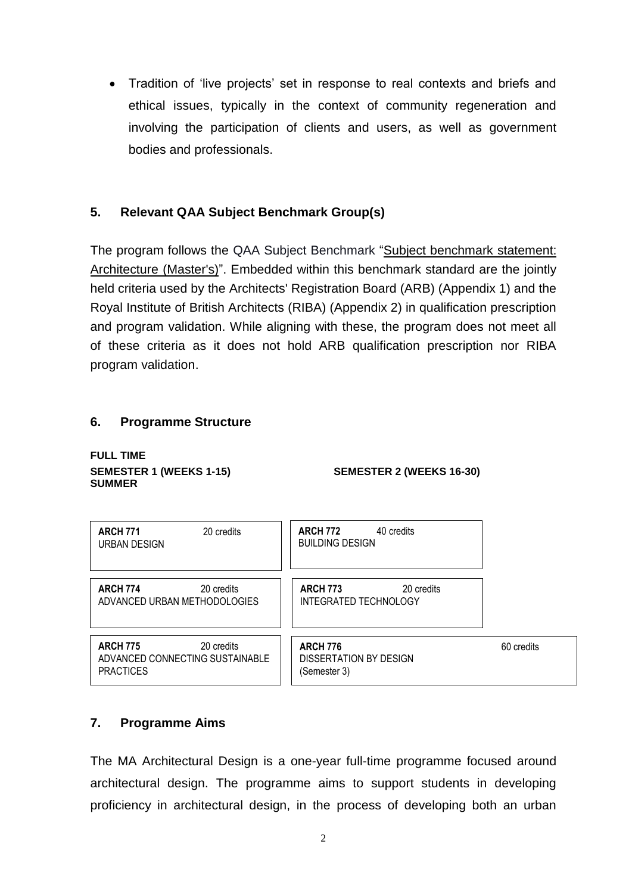- Tradition of 'live projects' set in response to real contexts and briefs and ethical issues, typically in the context of community regeneration and involving the participation of clients and users, as well as government bodies and professionals.

## 5. Relevant QAA Subject Benchmark Group(s)

The program follows the QAA Subject Benchmark "Subject benchmark statement: Architecture (Master's)". Embedded within this benchmark standard are the jointly held criteria used by the Architects' Registration Board (ARB) (Appendix 1) and the Royal Institute of British Architects (RIBA) (Appendix 2) in qualification prescription and program validation. While aligning with these, the program does not meet all of these criteria as it does not hold ARB qualification prescription nor RIBA program validation.

## 6. Programme Structure

**FULL TIME**

| SEMESTER 1 (WEEKS 1-15) | SEMESTER 2 (WEEKS 16-30) | SUMMER |
|---|---|---|
| **ARCH 771** 20 credits<br>URBAN DESIGN | **ARCH 772** 40 credits<br>BUILDING DESIGN | |
| **ARCH 774** 20 credits<br>ADVANCED URBAN METHODOLOGIES | **ARCH 773** 20 credits<br>INTEGRATED TECHNOLOGY | |
| **ARCH 775** 20 credits<br>ADVANCED CONNECTING SUSTAINABLE PRACTICES | **ARCH 776**<br>DISSERTATION BY DESIGN<br>(Semester 3) | 60 credits |

## 7. Programme Aims

The MA Architectural Design is a one-year full-time programme focused around architectural design. The programme aims to support students in developing proficiency in architectural design, in the process of developing both an urban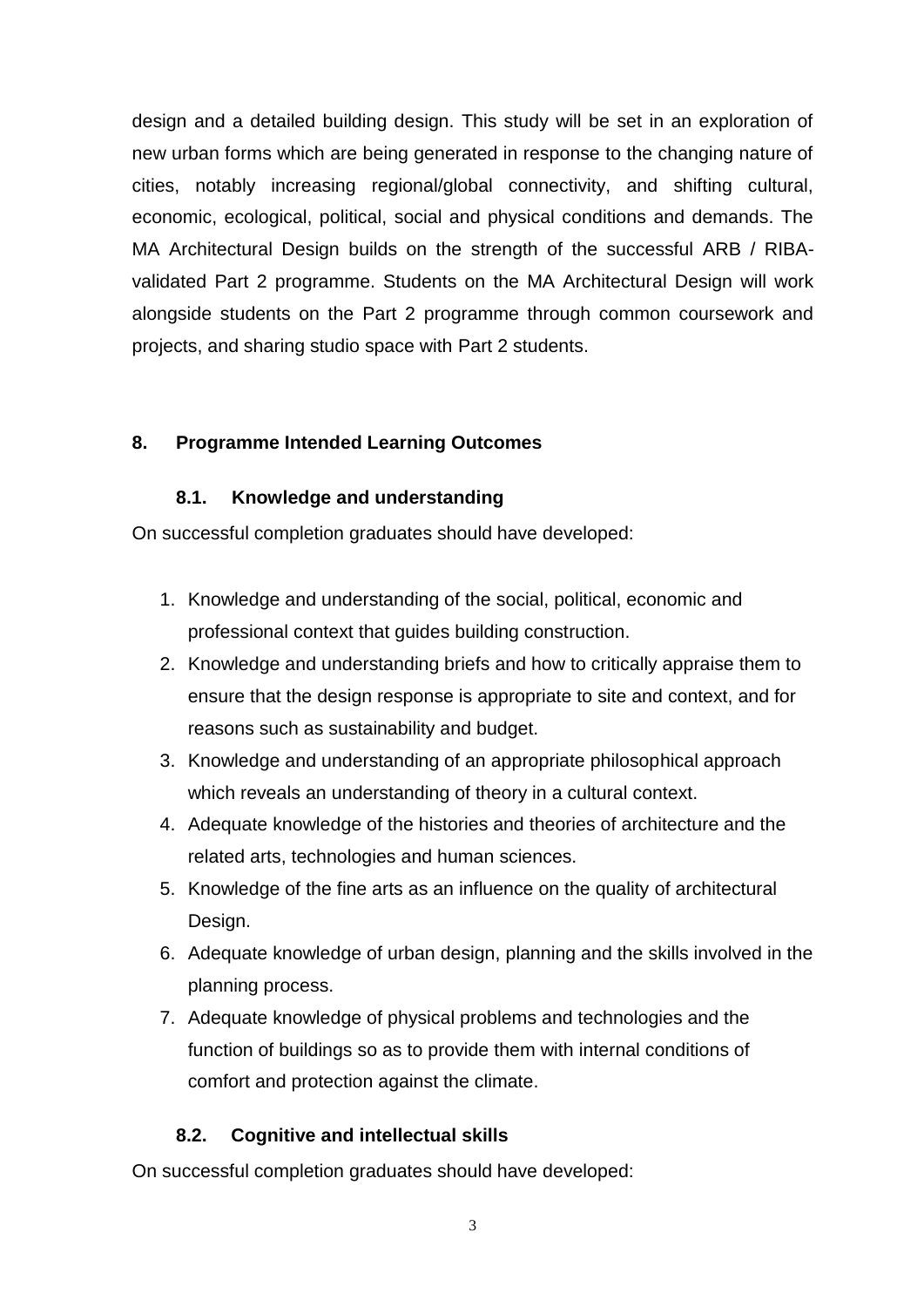design and a detailed building design. This study will be set in an exploration of new urban forms which are being generated in response to the changing nature of cities, notably increasing regional/global connectivity, and shifting cultural, economic, ecological, political, social and physical conditions and demands. The MA Architectural Design builds on the strength of the successful ARB / RIBA-validated Part 2 programme. Students on the MA Architectural Design will work alongside students on the Part 2 programme through common coursework and projects, and sharing studio space with Part 2 students.

## 8. Programme Intended Learning Outcomes

### 8.1. Knowledge and understanding

On successful completion graduates should have developed:

1. Knowledge and understanding of the social, political, economic and professional context that guides building construction.
2. Knowledge and understanding briefs and how to critically appraise them to ensure that the design response is appropriate to site and context, and for reasons such as sustainability and budget.
3. Knowledge and understanding of an appropriate philosophical approach which reveals an understanding of theory in a cultural context.
4. Adequate knowledge of the histories and theories of architecture and the related arts, technologies and human sciences.
5. Knowledge of the fine arts as an influence on the quality of architectural Design.
6. Adequate knowledge of urban design, planning and the skills involved in the planning process.
7. Adequate knowledge of physical problems and technologies and the function of buildings so as to provide them with internal conditions of comfort and protection against the climate.

### 8.2. Cognitive and intellectual skills

On successful completion graduates should have developed: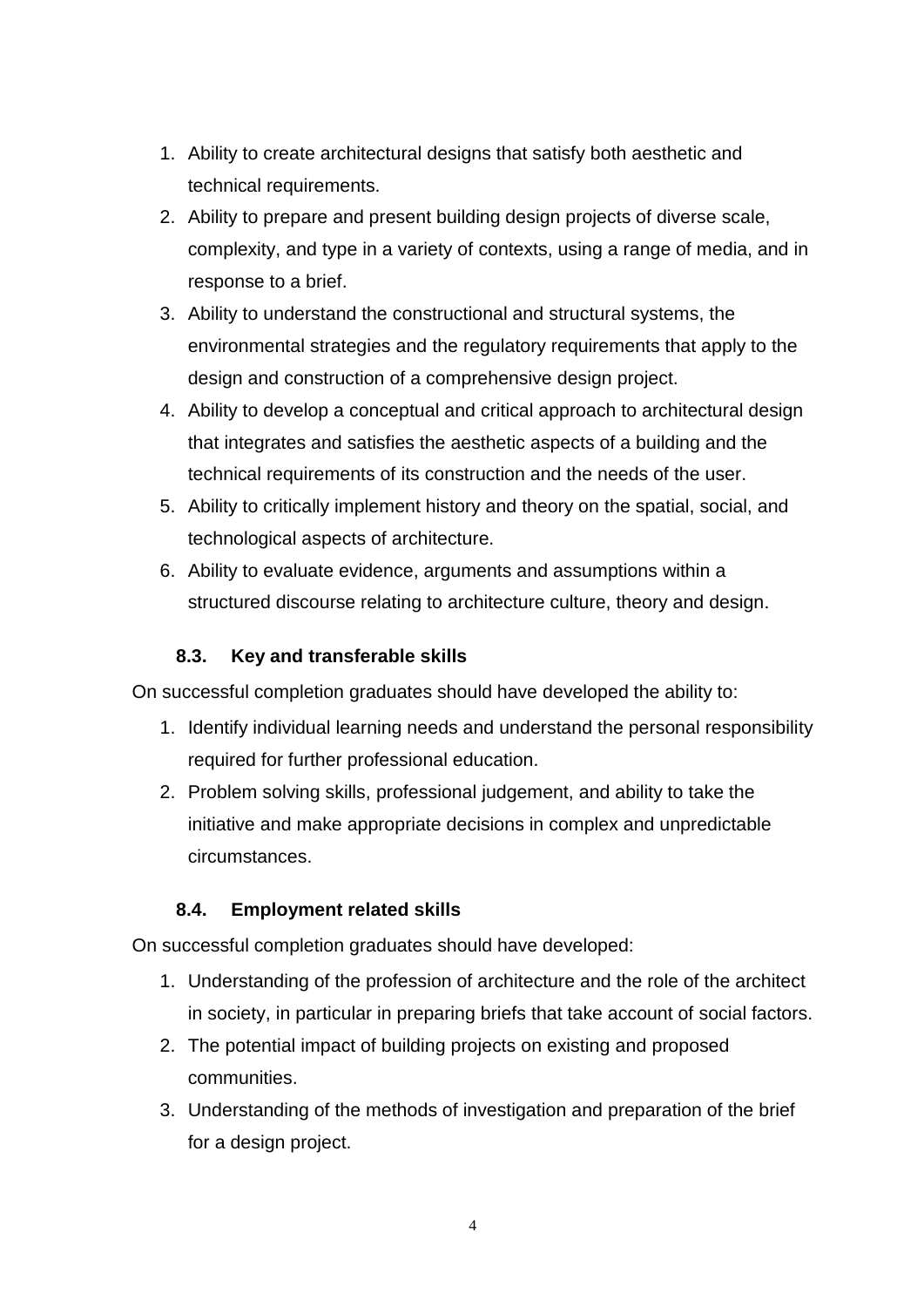1. Ability to create architectural designs that satisfy both aesthetic and technical requirements.
2. Ability to prepare and present building design projects of diverse scale, complexity, and type in a variety of contexts, using a range of media, and in response to a brief.
3. Ability to understand the constructional and structural systems, the environmental strategies and the regulatory requirements that apply to the design and construction of a comprehensive design project.
4. Ability to develop a conceptual and critical approach to architectural design that integrates and satisfies the aesthetic aspects of a building and the technical requirements of its construction and the needs of the user.
5. Ability to critically implement history and theory on the spatial, social, and technological aspects of architecture.
6. Ability to evaluate evidence, arguments and assumptions within a structured discourse relating to architecture culture, theory and design.

### 8.3. Key and transferable skills

On successful completion graduates should have developed the ability to:

1. Identify individual learning needs and understand the personal responsibility required for further professional education.
2. Problem solving skills, professional judgement, and ability to take the initiative and make appropriate decisions in complex and unpredictable circumstances.

### 8.4. Employment related skills

On successful completion graduates should have developed:

1. Understanding of the profession of architecture and the role of the architect in society, in particular in preparing briefs that take account of social factors.
2. The potential impact of building projects on existing and proposed communities.
3. Understanding of the methods of investigation and preparation of the brief for a design project.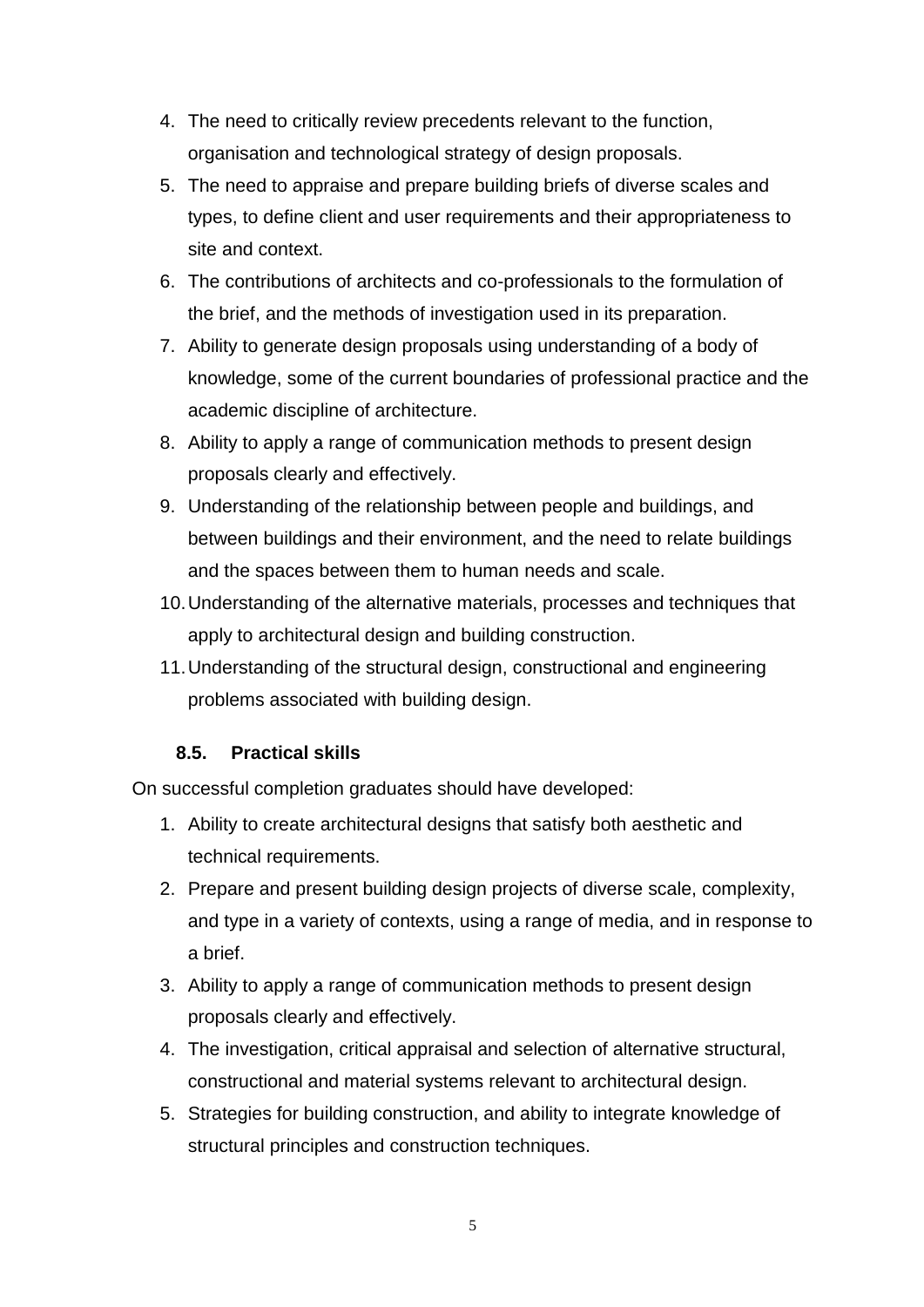4. The need to critically review precedents relevant to the function, organisation and technological strategy of design proposals.
5. The need to appraise and prepare building briefs of diverse scales and types, to define client and user requirements and their appropriateness to site and context.
6. The contributions of architects and co-professionals to the formulation of the brief, and the methods of investigation used in its preparation.
7. Ability to generate design proposals using understanding of a body of knowledge, some of the current boundaries of professional practice and the academic discipline of architecture.
8. Ability to apply a range of communication methods to present design proposals clearly and effectively.
9. Understanding of the relationship between people and buildings, and between buildings and their environment, and the need to relate buildings and the spaces between them to human needs and scale.
10. Understanding of the alternative materials, processes and techniques that apply to architectural design and building construction.
11. Understanding of the structural design, constructional and engineering problems associated with building design.

### 8.5. Practical skills

On successful completion graduates should have developed:

1. Ability to create architectural designs that satisfy both aesthetic and technical requirements.
2. Prepare and present building design projects of diverse scale, complexity, and type in a variety of contexts, using a range of media, and in response to a brief.
3. Ability to apply a range of communication methods to present design proposals clearly and effectively.
4. The investigation, critical appraisal and selection of alternative structural, constructional and material systems relevant to architectural design.
5. Strategies for building construction, and ability to integrate knowledge of structural principles and construction techniques.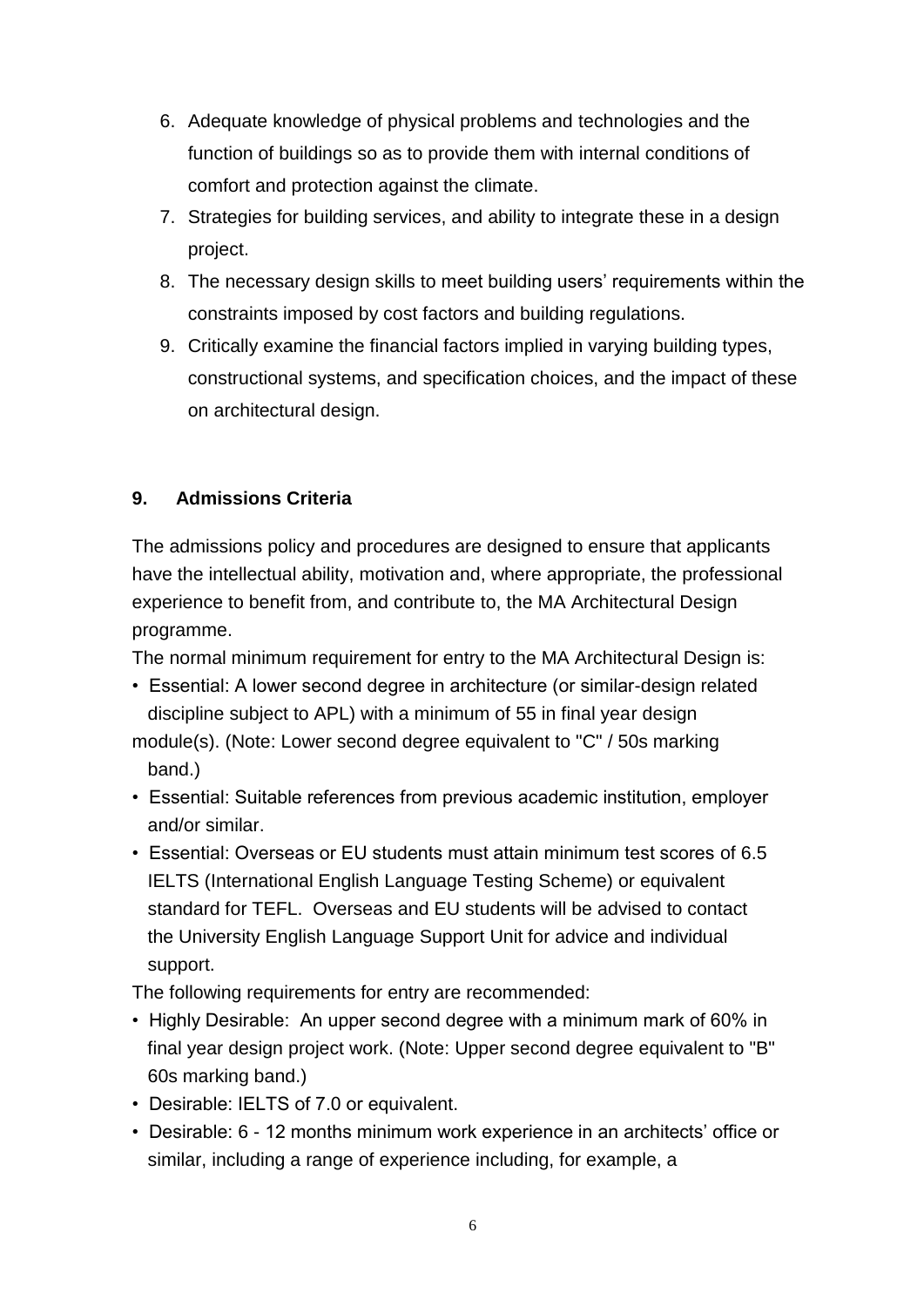6. Adequate knowledge of physical problems and technologies and the function of buildings so as to provide them with internal conditions of comfort and protection against the climate.
7. Strategies for building services, and ability to integrate these in a design project.
8. The necessary design skills to meet building users' requirements within the constraints imposed by cost factors and building regulations.
9. Critically examine the financial factors implied in varying building types, constructional systems, and specification choices, and the impact of these on architectural design.

## 9. Admissions Criteria

The admissions policy and procedures are designed to ensure that applicants have the intellectual ability, motivation and, where appropriate, the professional experience to benefit from, and contribute to, the MA Architectural Design programme.

The normal minimum requirement for entry to the MA Architectural Design is:

- Essential: A lower second degree in architecture (or similar-design related discipline subject to APL) with a minimum of 55 in final year design module(s). (Note: Lower second degree equivalent to "C" / 50s marking band.)
- Essential: Suitable references from previous academic institution, employer and/or similar.
- Essential: Overseas or EU students must attain minimum test scores of 6.5 IELTS (International English Language Testing Scheme) or equivalent standard for TEFL. Overseas and EU students will be advised to contact the University English Language Support Unit for advice and individual support.

The following requirements for entry are recommended:

- Highly Desirable: An upper second degree with a minimum mark of 60% in final year design project work. (Note: Upper second degree equivalent to "B" 60s marking band.)
- Desirable: IELTS of 7.0 or equivalent.
- Desirable: 6 - 12 months minimum work experience in an architects' office or similar, including a range of experience including, for example, a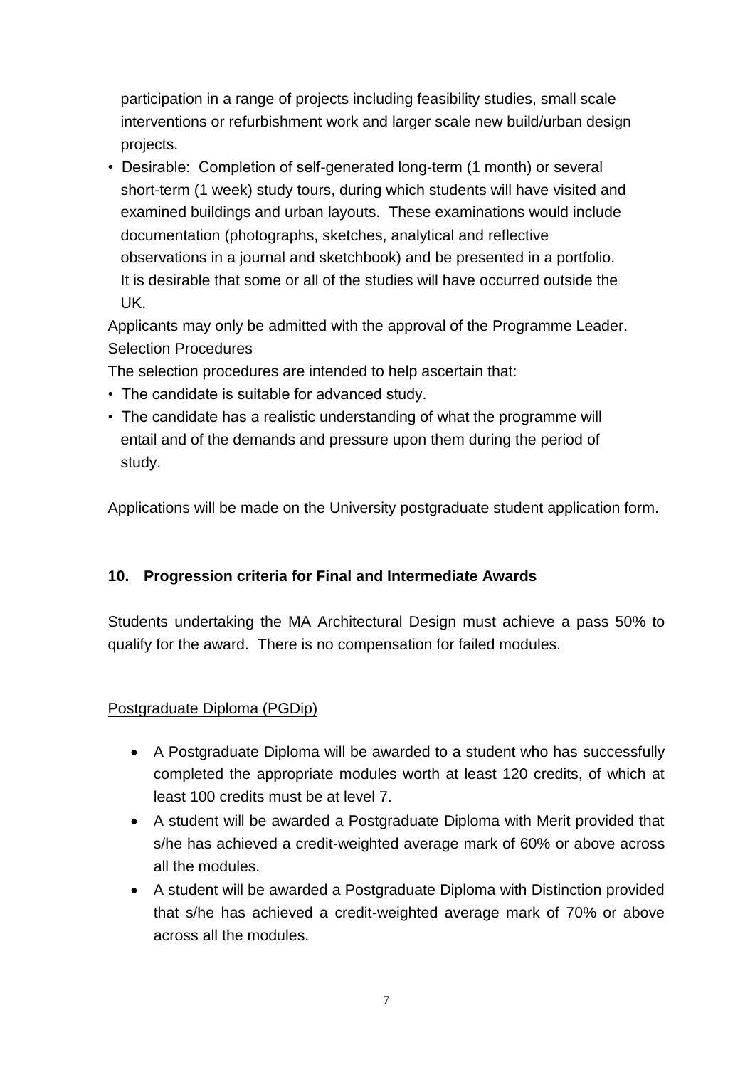participation in a range of projects including feasibility studies, small scale interventions or refurbishment work and larger scale new build/urban design projects.

- Desirable: Completion of self-generated long-term (1 month) or several short-term (1 week) study tours, during which students will have visited and examined buildings and urban layouts. These examinations would include documentation (photographs, sketches, analytical and reflective observations in a journal and sketchbook) and be presented in a portfolio. It is desirable that some or all of the studies will have occurred outside the UK.

Applicants may only be admitted with the approval of the Programme Leader.

Selection Procedures

The selection procedures are intended to help ascertain that:

- The candidate is suitable for advanced study.
- The candidate has a realistic understanding of what the programme will entail and of the demands and pressure upon them during the period of study.

Applications will be made on the University postgraduate student application form.

## 10. Progression criteria for Final and Intermediate Awards

Students undertaking the MA Architectural Design must achieve a pass 50% to qualify for the award. There is no compensation for failed modules.

Postgraduate Diploma (PGDip)

- A Postgraduate Diploma will be awarded to a student who has successfully completed the appropriate modules worth at least 120 credits, of which at least 100 credits must be at level 7.
- A student will be awarded a Postgraduate Diploma with Merit provided that s/he has achieved a credit-weighted average mark of 60% or above across all the modules.
- A student will be awarded a Postgraduate Diploma with Distinction provided that s/he has achieved a credit-weighted average mark of 70% or above across all the modules.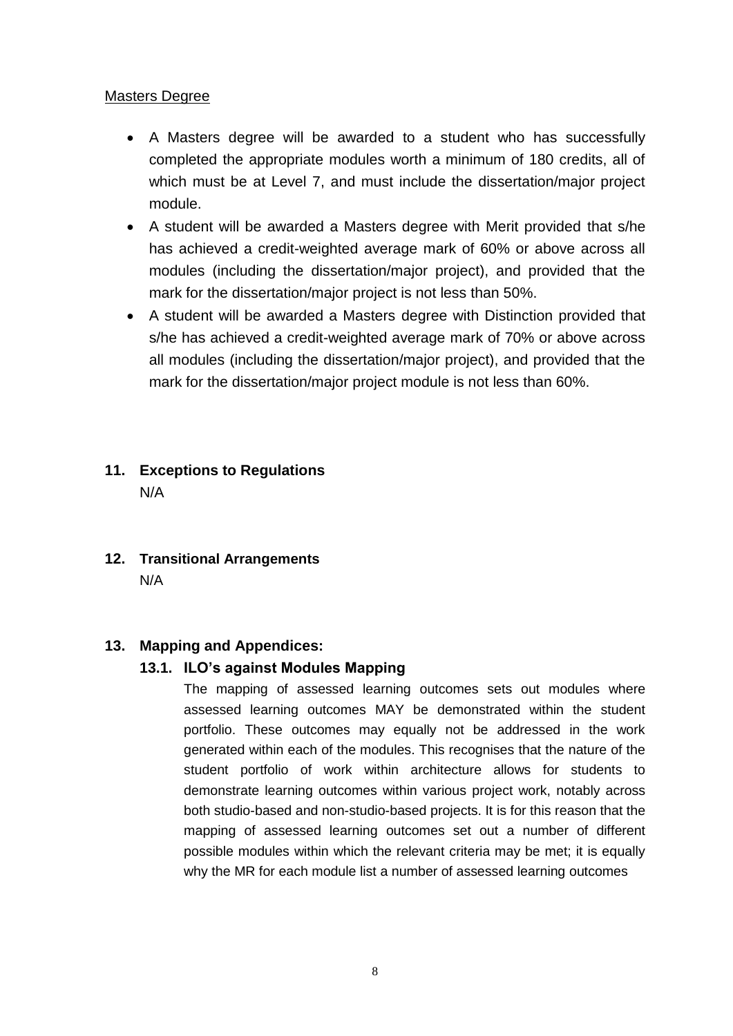<u>Masters Degree</u>

- A Masters degree will be awarded to a student who has successfully completed the appropriate modules worth a minimum of 180 credits, all of which must be at Level 7, and must include the dissertation/major project module.
- A student will be awarded a Masters degree with Merit provided that s/he has achieved a credit-weighted average mark of 60% or above across all modules (including the dissertation/major project), and provided that the mark for the dissertation/major project is not less than 50%.
- A student will be awarded a Masters degree with Distinction provided that s/he has achieved a credit-weighted average mark of 70% or above across all modules (including the dissertation/major project), and provided that the mark for the dissertation/major project module is not less than 60%.

## 11. Exceptions to Regulations

N/A

## 12. Transitional Arrangements

N/A

## 13. Mapping and Appendices:

### 13.1. ILO's against Modules Mapping

The mapping of assessed learning outcomes sets out modules where assessed learning outcomes MAY be demonstrated within the student portfolio. These outcomes may equally not be addressed in the work generated within each of the modules. This recognises that the nature of the student portfolio of work within architecture allows for students to demonstrate learning outcomes within various project work, notably across both studio-based and non-studio-based projects. It is for this reason that the mapping of assessed learning outcomes set out a number of different possible modules within which the relevant criteria may be met; it is equally why the MR for each module list a number of assessed learning outcomes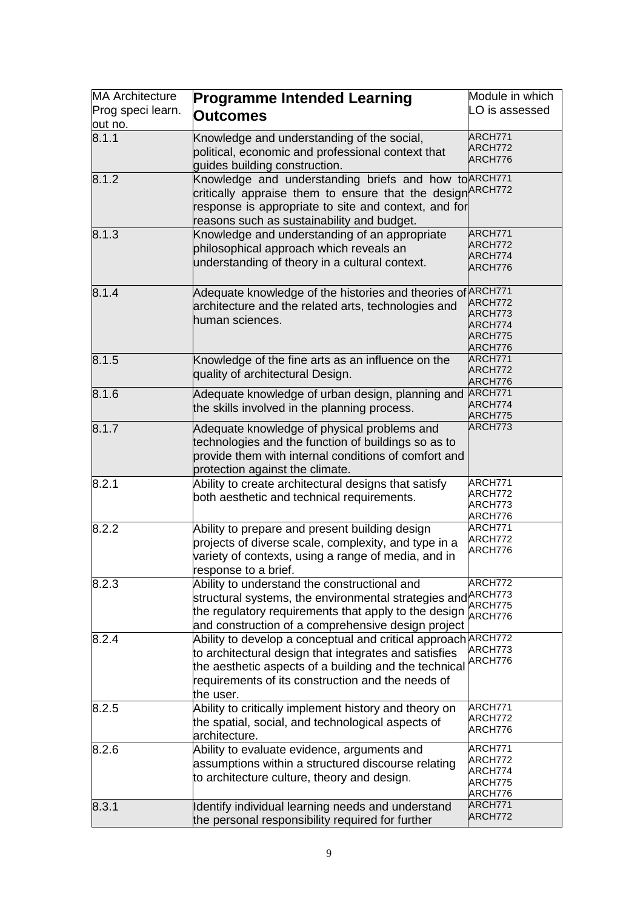| MA Architecture Prog speci learn. out no. | **Programme Intended Learning Outcomes** | Module in which LO is assessed |
|---|---|---|
| 8.1.1 | Knowledge and understanding of the social, political, economic and professional context that guides building construction. | ARCH771 ARCH772 ARCH776 |
| 8.1.2 | Knowledge and understanding briefs and how to critically appraise them to ensure that the design response is appropriate to site and context, and for reasons such as sustainability and budget. | ARCH771 ARCH772 |
| 8.1.3 | Knowledge and understanding of an appropriate philosophical approach which reveals an understanding of theory in a cultural context. | ARCH771 ARCH772 ARCH774 ARCH776 |
| 8.1.4 | Adequate knowledge of the histories and theories of architecture and the related arts, technologies and human sciences. | ARCH771 ARCH772 ARCH773 ARCH774 ARCH775 ARCH776 |
| 8.1.5 | Knowledge of the fine arts as an influence on the quality of architectural Design. | ARCH771 ARCH772 ARCH776 |
| 8.1.6 | Adequate knowledge of urban design, planning and the skills involved in the planning process. | ARCH771 ARCH774 ARCH775 |
| 8.1.7 | Adequate knowledge of physical problems and technologies and the function of buildings so as to provide them with internal conditions of comfort and protection against the climate. | ARCH773 |
| 8.2.1 | Ability to create architectural designs that satisfy both aesthetic and technical requirements. | ARCH771 ARCH772 ARCH773 ARCH776 |
| 8.2.2 | Ability to prepare and present building design projects of diverse scale, complexity, and type in a variety of contexts, using a range of media, and in response to a brief. | ARCH771 ARCH772 ARCH776 |
| 8.2.3 | Ability to understand the constructional and structural systems, the environmental strategies and the regulatory requirements that apply to the design and construction of a comprehensive design project | ARCH772 ARCH773 ARCH775 ARCH776 |
| 8.2.4 | Ability to develop a conceptual and critical approach to architectural design that integrates and satisfies the aesthetic aspects of a building and the technical requirements of its construction and the needs of the user. | ARCH772 ARCH773 ARCH776 |
| 8.2.5 | Ability to critically implement history and theory on the spatial, social, and technological aspects of architecture. | ARCH771 ARCH772 ARCH776 |
| 8.2.6 | Ability to evaluate evidence, arguments and assumptions within a structured discourse relating to architecture culture, theory and design. | ARCH771 ARCH772 ARCH774 ARCH775 ARCH776 |
| 8.3.1 | Identify individual learning needs and understand the personal responsibility required for further | ARCH771 ARCH772 |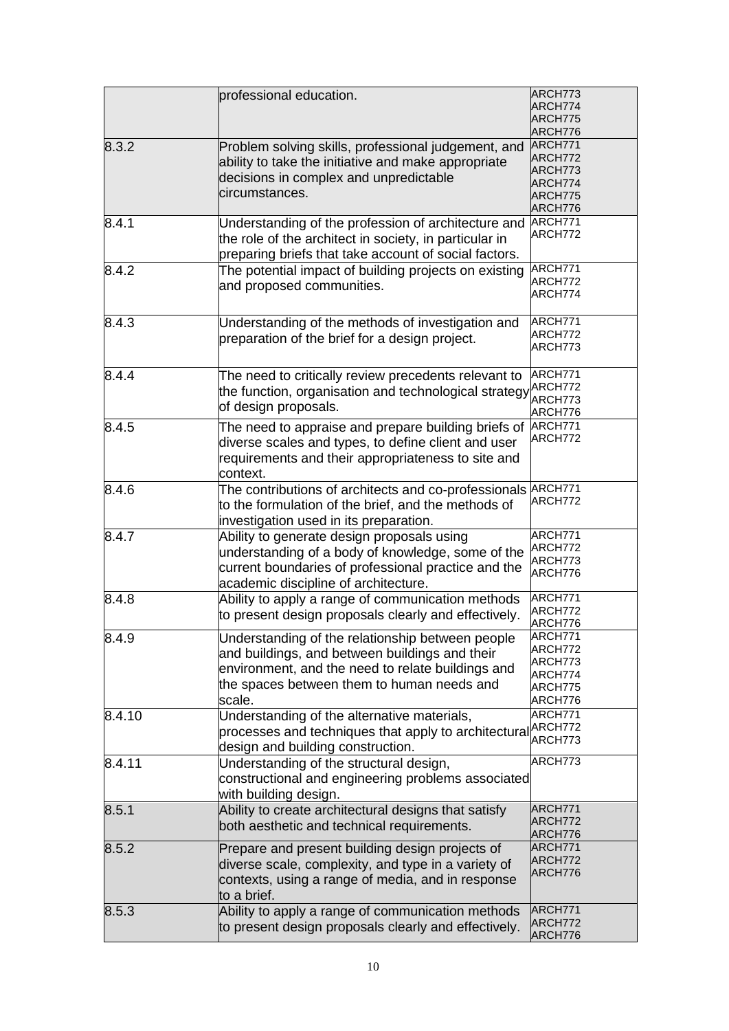| | | |
|---|---|---|
| | professional education. | ARCH773<br>ARCH774<br>ARCH775<br>ARCH776 |
| 8.3.2 | Problem solving skills, professional judgement, and ability to take the initiative and make appropriate decisions in complex and unpredictable circumstances. | ARCH771<br>ARCH772<br>ARCH773<br>ARCH774<br>ARCH775<br>ARCH776 |
| 8.4.1 | Understanding of the profession of architecture and the role of the architect in society, in particular in preparing briefs that take account of social factors. | ARCH771<br>ARCH772 |
| 8.4.2 | The potential impact of building projects on existing and proposed communities. | ARCH771<br>ARCH772<br>ARCH774 |
| 8.4.3 | Understanding of the methods of investigation and preparation of the brief for a design project. | ARCH771<br>ARCH772<br>ARCH773 |
| 8.4.4 | The need to critically review precedents relevant to the function, organisation and technological strategy of design proposals. | ARCH771<br>ARCH772<br>ARCH773<br>ARCH776 |
| 8.4.5 | The need to appraise and prepare building briefs of diverse scales and types, to define client and user requirements and their appropriateness to site and context. | ARCH771<br>ARCH772 |
| 8.4.6 | The contributions of architects and co-professionals to the formulation of the brief, and the methods of investigation used in its preparation. | ARCH771<br>ARCH772 |
| 8.4.7 | Ability to generate design proposals using understanding of a body of knowledge, some of the current boundaries of professional practice and the academic discipline of architecture. | ARCH771<br>ARCH772<br>ARCH773<br>ARCH776 |
| 8.4.8 | Ability to apply a range of communication methods to present design proposals clearly and effectively. | ARCH771<br>ARCH772<br>ARCH776 |
| 8.4.9 | Understanding of the relationship between people and buildings, and between buildings and their environment, and the need to relate buildings and the spaces between them to human needs and scale. | ARCH771<br>ARCH772<br>ARCH773<br>ARCH774<br>ARCH775<br>ARCH776 |
| 8.4.10 | Understanding of the alternative materials, processes and techniques that apply to architectural design and building construction. | ARCH771<br>ARCH772<br>ARCH773 |
| 8.4.11 | Understanding of the structural design, constructional and engineering problems associated with building design. | ARCH773 |
| 8.5.1 | Ability to create architectural designs that satisfy both aesthetic and technical requirements. | ARCH771<br>ARCH772<br>ARCH776 |
| 8.5.2 | Prepare and present building design projects of diverse scale, complexity, and type in a variety of contexts, using a range of media, and in response to a brief. | ARCH771<br>ARCH772<br>ARCH776 |
| 8.5.3 | Ability to apply a range of communication methods to present design proposals clearly and effectively. | ARCH771<br>ARCH772<br>ARCH776 |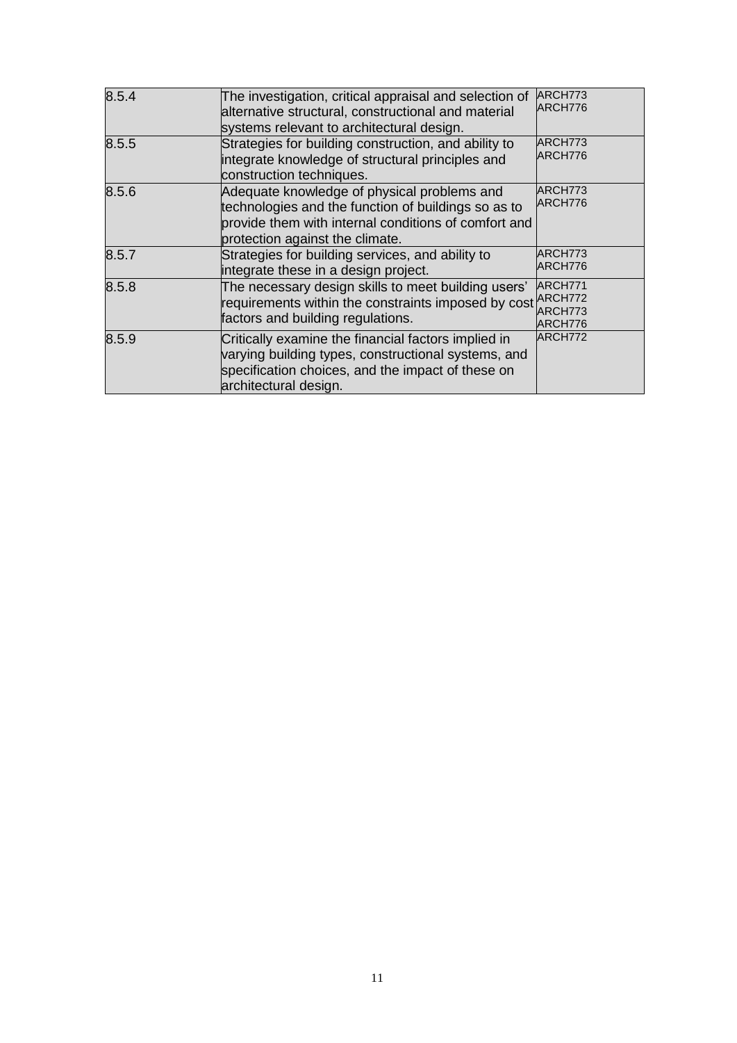| | | |
|---|---|---|
| 8.5.4 | The investigation, critical appraisal and selection of alternative structural, constructional and material systems relevant to architectural design. | ARCH773<br>ARCH776 |
| 8.5.5 | Strategies for building construction, and ability to integrate knowledge of structural principles and construction techniques. | ARCH773<br>ARCH776 |
| 8.5.6 | Adequate knowledge of physical problems and technologies and the function of buildings so as to provide them with internal conditions of comfort and protection against the climate. | ARCH773<br>ARCH776 |
| 8.5.7 | Strategies for building services, and ability to integrate these in a design project. | ARCH773<br>ARCH776 |
| 8.5.8 | The necessary design skills to meet building users' requirements within the constraints imposed by cost factors and building regulations. | ARCH771<br>ARCH772<br>ARCH773<br>ARCH776 |
| 8.5.9 | Critically examine the financial factors implied in varying building types, constructional systems, and specification choices, and the impact of these on architectural design. | ARCH772 |